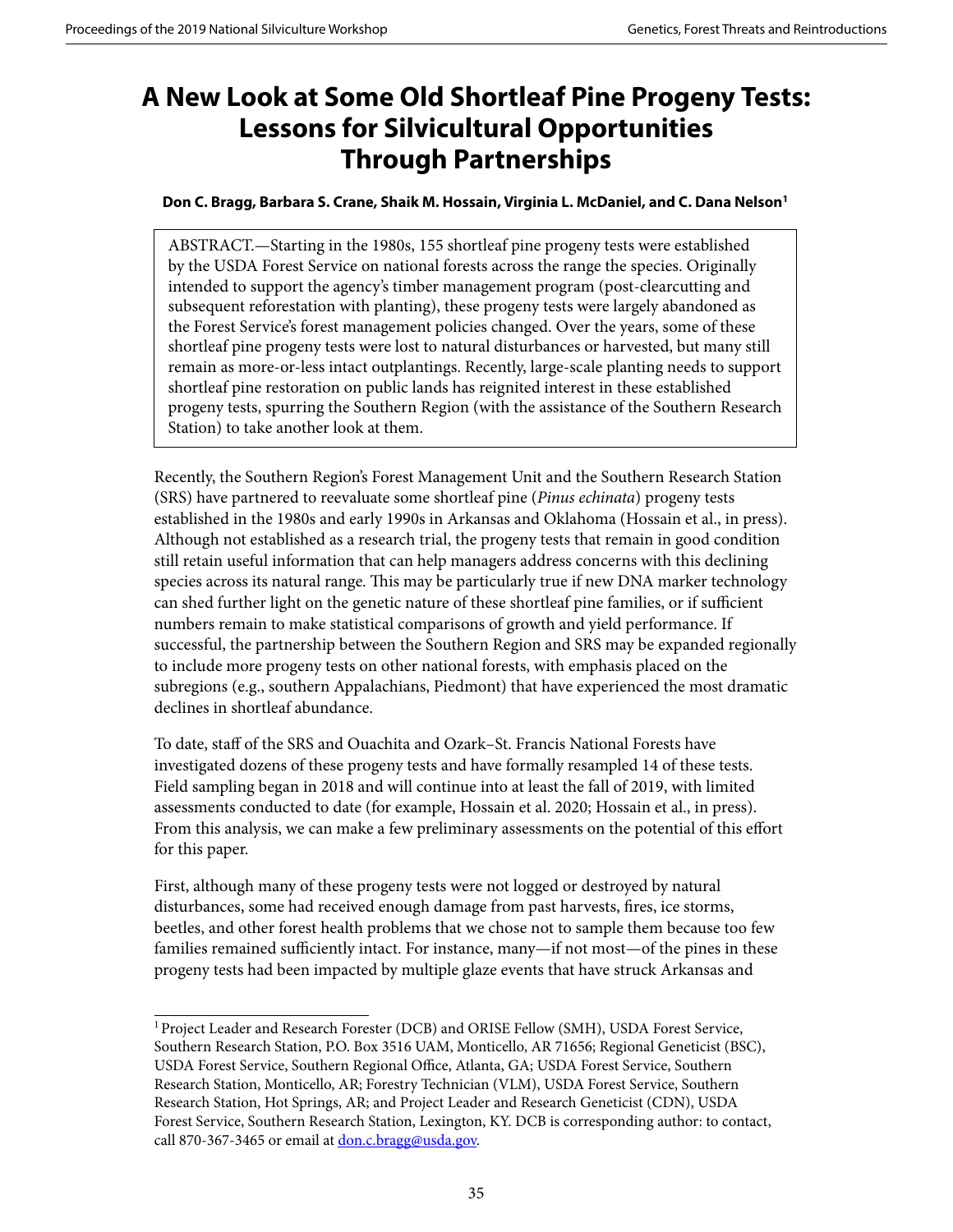# A New Look at Some Old Shortleaf Pine Progeny Tests: Lessons for Silvicultural Opportunities Through Partnerships

**Don C. Bragg, Barbara S. Crane, Shaik M. Hossain, Virginia L. McDaniel, and C. Dana Nelson[1]**

ABSTRACT.—Starting in the 1980s, 155 shortleaf pine progeny tests were established by the USDA Forest Service on national forests across the range the species. Originally intended to support the agency's timber management program (post-clearcutting and subsequent reforestation with planting), these progeny tests were largely abandoned as the Forest Service's forest management policies changed. Over the years, some of these shortleaf pine progeny tests were lost to natural disturbances or harvested, but many still remain as more-or-less intact outplantings. Recently, large-scale planting needs to support shortleaf pine restoration on public lands has reignited interest in these established progeny tests, spurring the Southern Region (with the assistance of the Southern Research Station) to take another look at them.

Recently, the Southern Region's Forest Management Unit and the Southern Research Station (SRS) have partnered to reevaluate some shortleaf pine (*Pinus echinata*) progeny tests established in the 1980s and early 1990s in Arkansas and Oklahoma (Hossain et al., in press). Although not established as a research trial, the progeny tests that remain in good condition still retain useful information that can help managers address concerns with this declining species across its natural range. This may be particularly true if new DNA marker technology can shed further light on the genetic nature of these shortleaf pine families, or if sufficient numbers remain to make statistical comparisons of growth and yield performance. If successful, the partnership between the Southern Region and SRS may be expanded regionally to include more progeny tests on other national forests, with emphasis placed on the subregions (e.g., southern Appalachians, Piedmont) that have experienced the most dramatic declines in shortleaf abundance.

To date, staff of the SRS and Ouachita and Ozark–St. Francis National Forests have investigated dozens of these progeny tests and have formally resampled 14 of these tests. Field sampling began in 2018 and will continue into at least the fall of 2019, with limited assessments conducted to date (for example, Hossain et al. 2020; Hossain et al., in press). From this analysis, we can make a few preliminary assessments on the potential of this effort for this paper.

First, although many of these progeny tests were not logged or destroyed by natural disturbances, some had received enough damage from past harvests, fires, ice storms, beetles, and other forest health problems that we chose not to sample them because too few families remained sufficiently intact. For instance, many—if not most—of the pines in these progeny tests had been impacted by multiple glaze events that have struck Arkansas and

[1] Project Leader and Research Forester (DCB) and ORISE Fellow (SMH), USDA Forest Service, Southern Research Station, P.O. Box 3516 UAM, Monticello, AR 71656; Regional Geneticist (BSC), USDA Forest Service, Southern Regional Office, Atlanta, GA; USDA Forest Service, Southern Research Station, Monticello, AR; Forestry Technician (VLM), USDA Forest Service, Southern Research Station, Hot Springs, AR; and Project Leader and Research Geneticist (CDN), USDA Forest Service, Southern Research Station, Lexington, KY. DCB is corresponding author: to contact, call 870-367-3465 or email at don.c.bragg@usda.gov.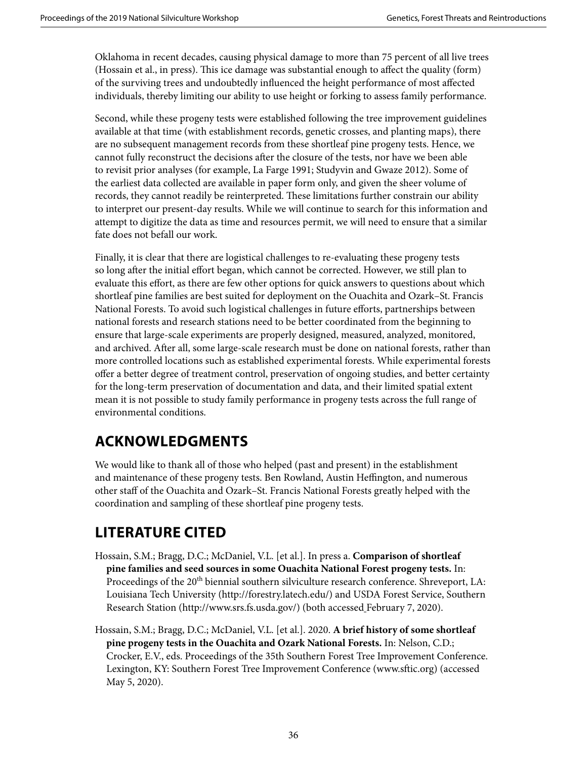Oklahoma in recent decades, causing physical damage to more than 75 percent of all live trees (Hossain et al., in press). This ice damage was substantial enough to affect the quality (form) of the surviving trees and undoubtedly influenced the height performance of most affected individuals, thereby limiting our ability to use height or forking to assess family performance.

Second, while these progeny tests were established following the tree improvement guidelines available at that time (with establishment records, genetic crosses, and planting maps), there are no subsequent management records from these shortleaf pine progeny tests. Hence, we cannot fully reconstruct the decisions after the closure of the tests, nor have we been able to revisit prior analyses (for example, La Farge 1991; Studyvin and Gwaze 2012). Some of the earliest data collected are available in paper form only, and given the sheer volume of records, they cannot readily be reinterpreted. These limitations further constrain our ability to interpret our present-day results. While we will continue to search for this information and attempt to digitize the data as time and resources permit, we will need to ensure that a similar fate does not befall our work.

Finally, it is clear that there are logistical challenges to re-evaluating these progeny tests so long after the initial effort began, which cannot be corrected. However, we still plan to evaluate this effort, as there are few other options for quick answers to questions about which shortleaf pine families are best suited for deployment on the Ouachita and Ozark–St. Francis National Forests. To avoid such logistical challenges in future efforts, partnerships between national forests and research stations need to be better coordinated from the beginning to ensure that large-scale experiments are properly designed, measured, analyzed, monitored, and archived. After all, some large-scale research must be done on national forests, rather than more controlled locations such as established experimental forests. While experimental forests offer a better degree of treatment control, preservation of ongoing studies, and better certainty for the long-term preservation of documentation and data, and their limited spatial extent mean it is not possible to study family performance in progeny tests across the full range of environmental conditions.

## ACKNOWLEDGMENTS

We would like to thank all of those who helped (past and present) in the establishment and maintenance of these progeny tests. Ben Rowland, Austin Heffington, and numerous other staff of the Ouachita and Ozark–St. Francis National Forests greatly helped with the coordination and sampling of these shortleaf pine progeny tests.

## LITERATURE CITED

Hossain, S.M.; Bragg, D.C.; McDaniel, V.L. [et al.]. In press a. **Comparison of shortleaf pine families and seed sources in some Ouachita National Forest progeny tests.** In: Proceedings of the 20th biennial southern silviculture research conference. Shreveport, LA: Louisiana Tech University (http://forestry.latech.edu/) and USDA Forest Service, Southern Research Station (http://www.srs.fs.usda.gov/) (both accessed February 7, 2020).

Hossain, S.M.; Bragg, D.C.; McDaniel, V.L. [et al.]. 2020. **A brief history of some shortleaf pine progeny tests in the Ouachita and Ozark National Forests.** In: Nelson, C.D.; Crocker, E.V., eds. Proceedings of the 35th Southern Forest Tree Improvement Conference. Lexington, KY: Southern Forest Tree Improvement Conference (www.sftic.org) (accessed May 5, 2020).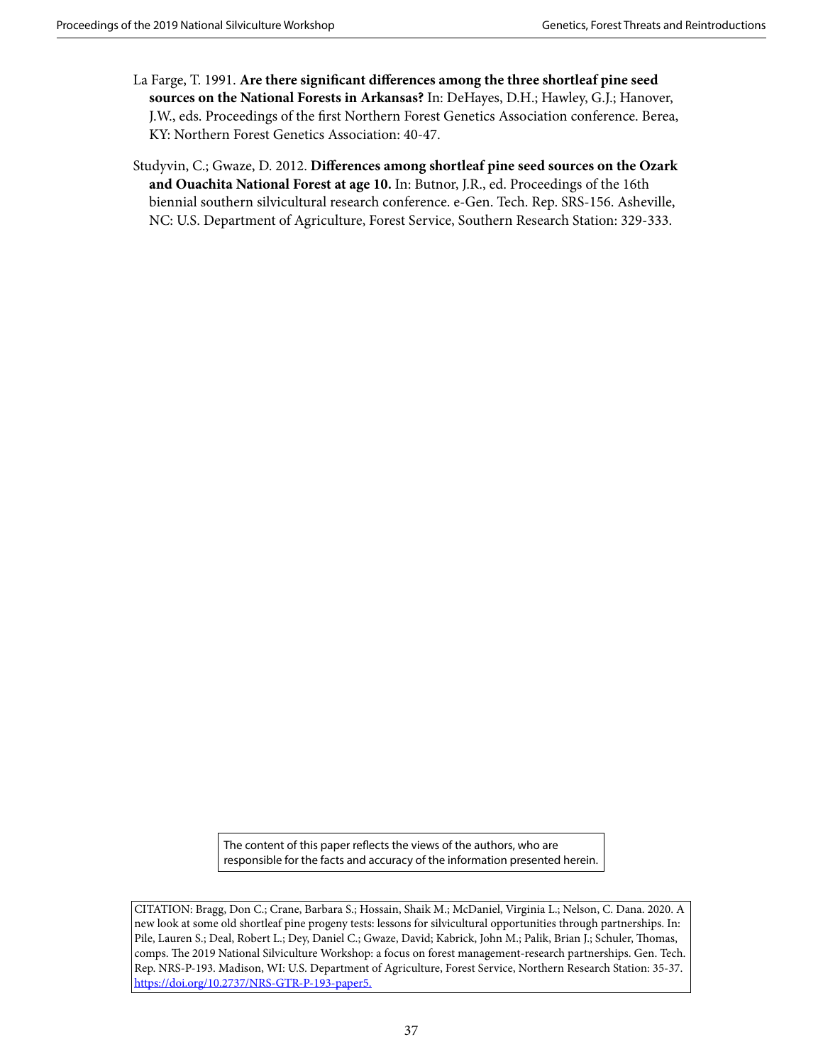La Farge, T. 1991. **Are there significant differences among the three shortleaf pine seed sources on the National Forests in Arkansas?** In: DeHayes, D.H.; Hawley, G.J.; Hanover, J.W., eds. Proceedings of the first Northern Forest Genetics Association conference. Berea, KY: Northern Forest Genetics Association: 40-47.

Studyvin, C.; Gwaze, D. 2012. **Differences among shortleaf pine seed sources on the Ozark and Ouachita National Forest at age 10.** In: Butnor, J.R., ed. Proceedings of the 16th biennial southern silvicultural research conference. e-Gen. Tech. Rep. SRS-156. Asheville, NC: U.S. Department of Agriculture, Forest Service, Southern Research Station: 329-333.

The content of this paper reflects the views of the authors, who are responsible for the facts and accuracy of the information presented herein.

CITATION: Bragg, Don C.; Crane, Barbara S.; Hossain, Shaik M.; McDaniel, Virginia L.; Nelson, C. Dana. 2020. A new look at some old shortleaf pine progeny tests: lessons for silvicultural opportunities through partnerships. In: Pile, Lauren S.; Deal, Robert L.; Dey, Daniel C.; Gwaze, David; Kabrick, John M.; Palik, Brian J.; Schuler, Thomas, comps. The 2019 National Silviculture Workshop: a focus on forest management-research partnerships. Gen. Tech. Rep. NRS-P-193. Madison, WI: U.S. Department of Agriculture, Forest Service, Northern Research Station: 35-37. https://doi.org/10.2737/NRS-GTR-P-193-paper5.